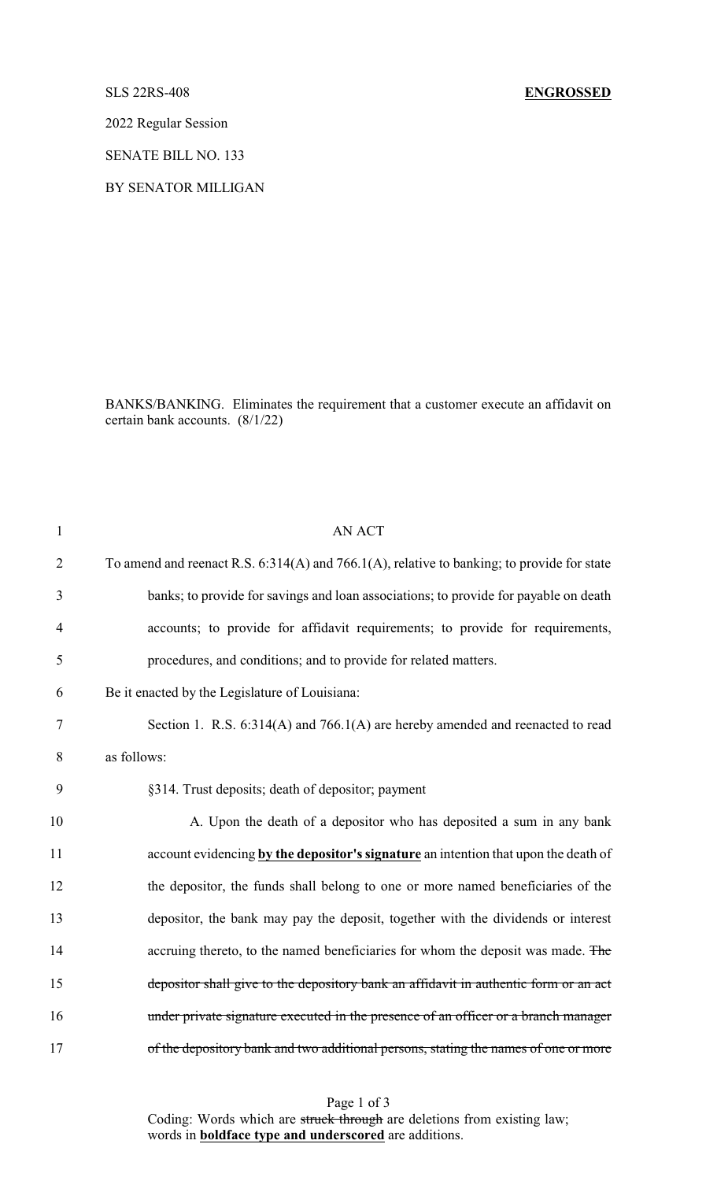SLS 22RS-408 **ENGROSSED**

2022 Regular Session

SENATE BILL NO. 133

BY SENATOR MILLIGAN

BANKS/BANKING. Eliminates the requirement that a customer execute an affidavit on certain bank accounts. (8/1/22)

1 AN ACT

2 To amend and reenact R.S. 6:314(A) and 766.1(A), relative to banking; to provide for state

3 banks; to provide for savings and loan associations; to provide for payable on death

4 accounts; to provide for affidavit requirements; to provide for requirements,

5 procedures, and conditions; and to provide for related matters.

6 Be it enacted by the Legislature of Louisiana:

7 Section 1. R.S. 6:314(A) and 766.1(A) are hereby amended and reenacted to read

8 as follows:

9 §314. Trust deposits; death of depositor; payment

10 A. Upon the death of a depositor who has deposited a sum in any bank

11 account evidencing **by the depositor's signature** an intention that upon the death of

12 the depositor, the funds shall belong to one or more named beneficiaries of the

13 depositor, the bank may pay the deposit, together with the dividends or interest

14 accruing thereto, to the named beneficiaries for whom the deposit was made. ~~The~~

15 ~~depositor shall give to the depository bank an affidavit in authentic form or an act~~

16 ~~under private signature executed in the presence of an officer or a branch manager~~

17 ~~of the depository bank and two additional persons, stating the names of one or more~~

Coding: Words which are ~~struck through~~ are deletions from existing law; words in **boldface type and underscored** are additions.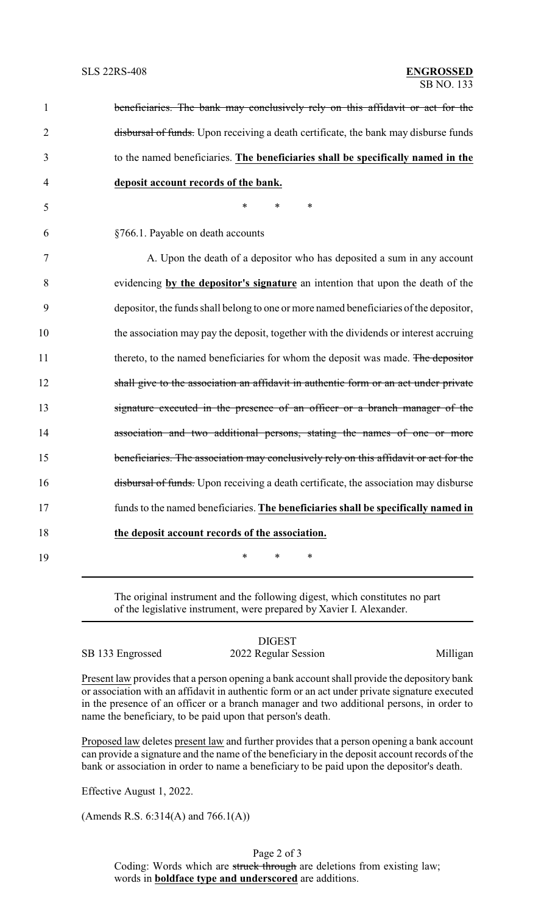beneficiaries. The bank may conclusively rely on this affidavit or act for the disbursal of funds. Upon receiving a death certificate, the bank may disburse funds to the named beneficiaries. **The beneficiaries shall be specifically named in the deposit account records of the bank.**

\* \* \*

§766.1. Payable on death accounts

A. Upon the death of a depositor who has deposited a sum in any account evidencing **by the depositor's signature** an intention that upon the death of the depositor, the funds shall belong to one or more named beneficiaries of the depositor, the association may pay the deposit, together with the dividends or interest accruing thereto, to the named beneficiaries for whom the deposit was made. ~~The depositor shall give to the association an affidavit in authentic form or an act under private signature executed in the presence of an officer or a branch manager of the association and two additional persons, stating the names of one or more beneficiaries. The association may conclusively rely on this affidavit or act for the disbursal of funds.~~ Upon receiving a death certificate, the association may disburse funds to the named beneficiaries. **The beneficiaries shall be specifically named in the deposit account records of the association.**

\* \* \*

The original instrument and the following digest, which constitutes no part of the legislative instrument, were prepared by Xavier I. Alexander.

DIGEST

SB 133 Engrossed | 2022 Regular Session | Milligan

Present law provides that a person opening a bank account shall provide the depository bank or association with an affidavit in authentic form or an act under private signature executed in the presence of an officer or a branch manager and two additional persons, in order to name the beneficiary, to be paid upon that person's death.

Proposed law deletes present law and further provides that a person opening a bank account can provide a signature and the name of the beneficiary in the deposit account records of the bank or association in order to name a beneficiary to be paid upon the depositor's death.

Effective August 1, 2022.

(Amends R.S. 6:314(A) and 766.1(A))

Coding: Words which are ~~struck through~~ are deletions from existing law; words in **boldface type and underscored** are additions.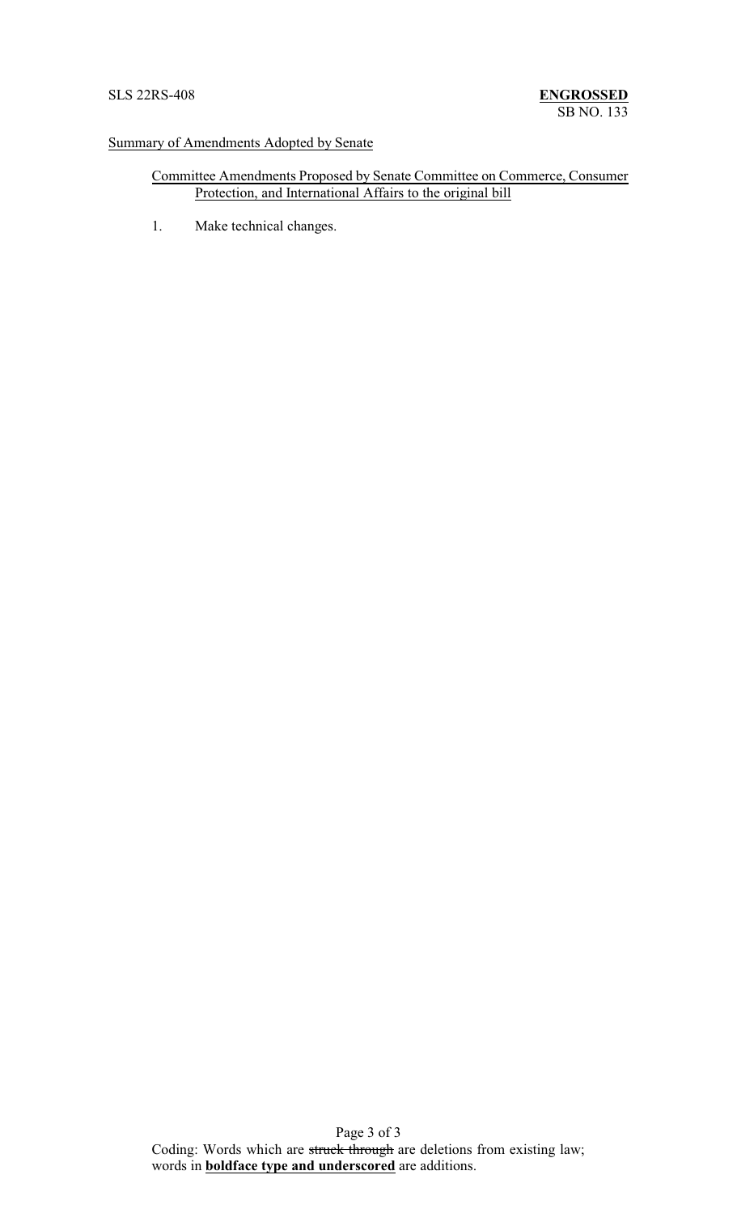Summary of Amendments Adopted by Senate

Committee Amendments Proposed by Senate Committee on Commerce, Consumer Protection, and International Affairs to the original bill

1. Make technical changes.